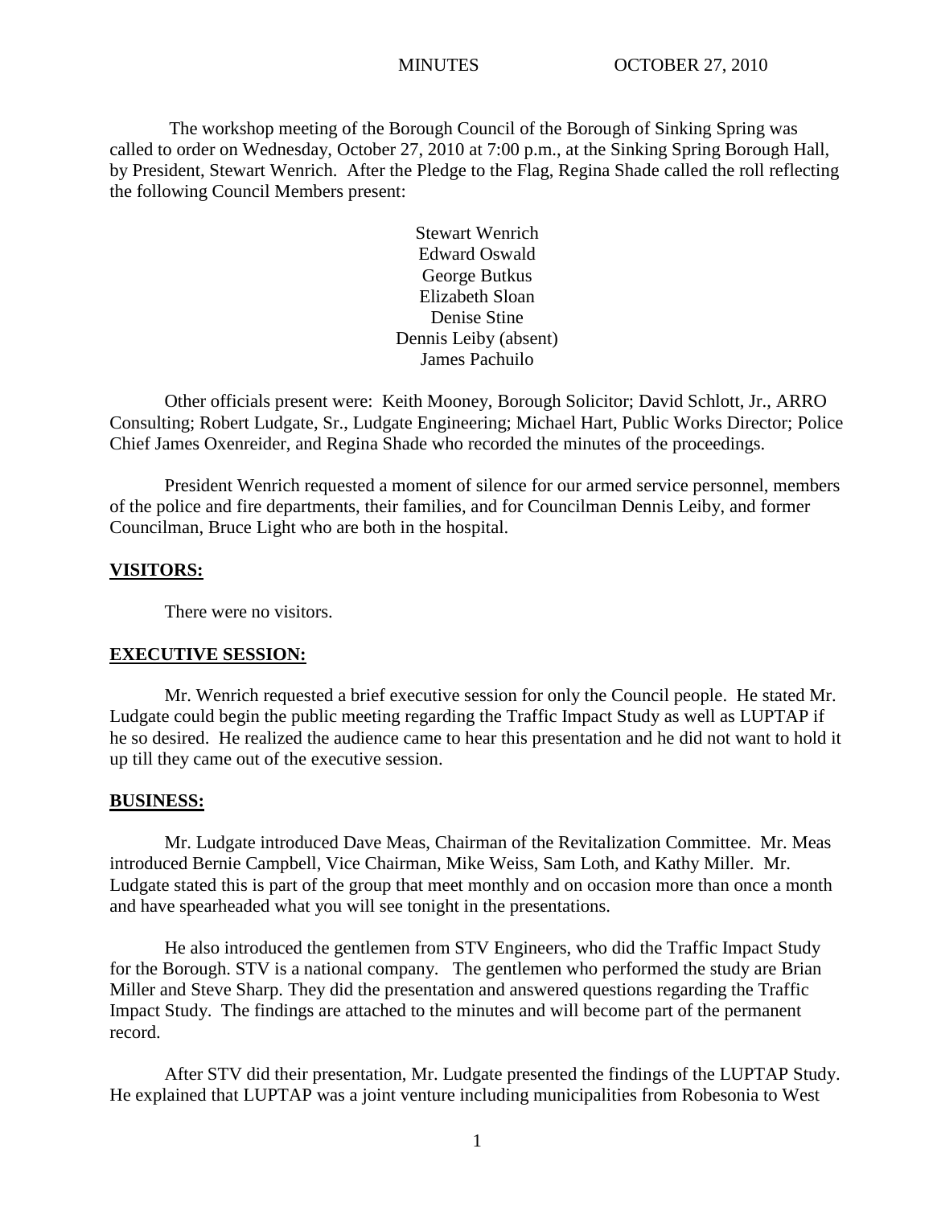MINUTES OCTOBER 27, 2010

The workshop meeting of the Borough Council of the Borough of Sinking Spring was called to order on Wednesday, October 27, 2010 at 7:00 p.m., at the Sinking Spring Borough Hall, by President, Stewart Wenrich. After the Pledge to the Flag, Regina Shade called the roll reflecting the following Council Members present:

Stewart Wenrich
Edward Oswald
George Butkus
Elizabeth Sloan
Denise Stine
Dennis Leiby (absent)
James Pachuilo

Other officials present were: Keith Mooney, Borough Solicitor; David Schlott, Jr., ARRO Consulting; Robert Ludgate, Sr., Ludgate Engineering; Michael Hart, Public Works Director; Police Chief James Oxenreider, and Regina Shade who recorded the minutes of the proceedings.

President Wenrich requested a moment of silence for our armed service personnel, members of the police and fire departments, their families, and for Councilman Dennis Leiby, and former Councilman, Bruce Light who are both in the hospital.

## VISITORS:

There were no visitors.

## EXECUTIVE SESSION:

Mr. Wenrich requested a brief executive session for only the Council people. He stated Mr. Ludgate could begin the public meeting regarding the Traffic Impact Study as well as LUPTAP if he so desired. He realized the audience came to hear this presentation and he did not want to hold it up till they came out of the executive session.

## BUSINESS:

Mr. Ludgate introduced Dave Meas, Chairman of the Revitalization Committee. Mr. Meas introduced Bernie Campbell, Vice Chairman, Mike Weiss, Sam Loth, and Kathy Miller. Mr. Ludgate stated this is part of the group that meet monthly and on occasion more than once a month and have spearheaded what you will see tonight in the presentations.

He also introduced the gentlemen from STV Engineers, who did the Traffic Impact Study for the Borough. STV is a national company. The gentlemen who performed the study are Brian Miller and Steve Sharp. They did the presentation and answered questions regarding the Traffic Impact Study. The findings are attached to the minutes and will become part of the permanent record.

After STV did their presentation, Mr. Ludgate presented the findings of the LUPTAP Study. He explained that LUPTAP was a joint venture including municipalities from Robesonia to West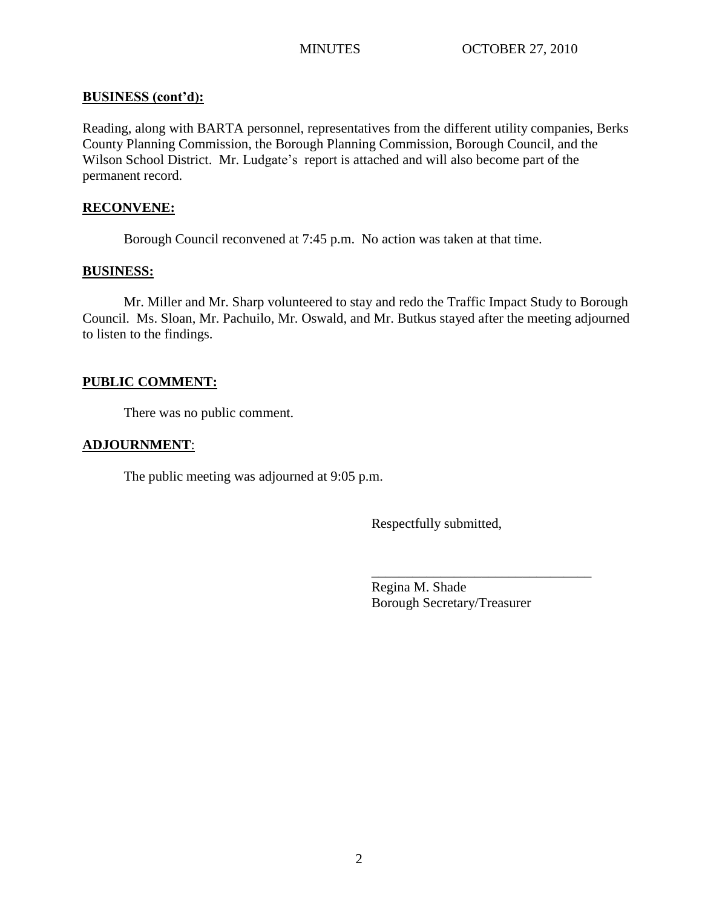**BUSINESS (cont'd):**

Reading, along with BARTA personnel, representatives from the different utility companies, Berks County Planning Commission, the Borough Planning Commission, Borough Council, and the Wilson School District. Mr. Ludgate's report is attached and will also become part of the permanent record.

**RECONVENE:**

Borough Council reconvened at 7:45 p.m. No action was taken at that time.

**BUSINESS:**

Mr. Miller and Mr. Sharp volunteered to stay and redo the Traffic Impact Study to Borough Council. Ms. Sloan, Mr. Pachuilo, Mr. Oswald, and Mr. Butkus stayed after the meeting adjourned to listen to the findings.

**PUBLIC COMMENT:**

There was no public comment.

**ADJOURNMENT:**

The public meeting was adjourned at 9:05 p.m.

Respectfully submitted,

\_\_\_\_\_\_\_\_\_\_\_\_\_\_\_\_\_\_\_\_\_\_\_\_\_\_\_\_\_\_\_\_

Regina M. Shade
Borough Secretary/Treasurer